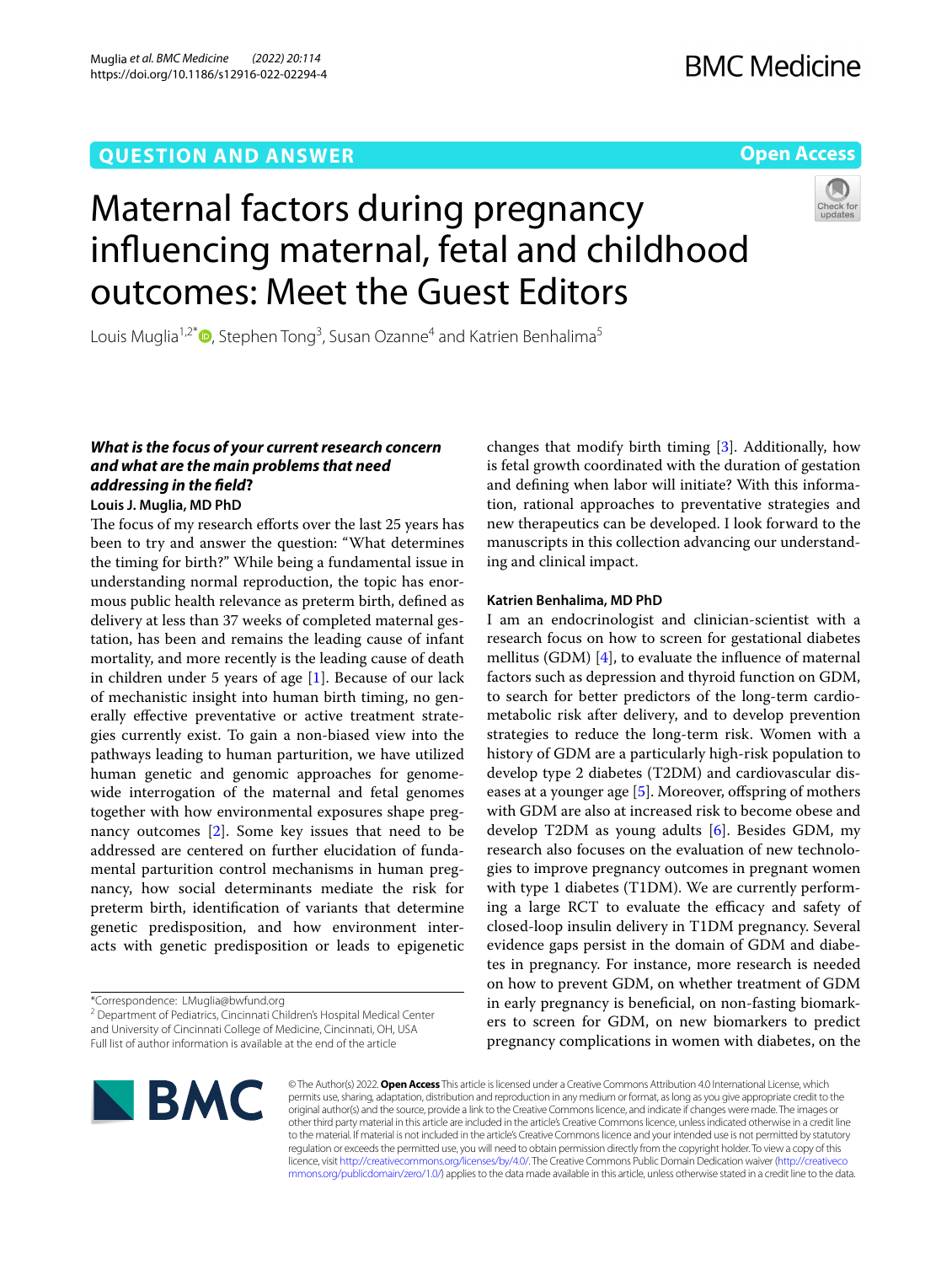QUESTION AND ANSWER

Open Access

# Maternal factors during pregnancy influencing maternal, fetal and childhood outcomes: Meet the Guest Editors

Louis Muglia[1,2*], Stephen Tong[3], Susan Ozanne[4] and Katrien Benhalima[5]

### *What is the focus of your current research concern and what are the main problems that need addressing in the field?*

**Louis J. Muglia, MD PhD**

The focus of my research efforts over the last 25 years has been to try and answer the question: "What determines the timing for birth?" While being a fundamental issue in understanding normal reproduction, the topic has enormous public health relevance as preterm birth, defined as delivery at less than 37 weeks of completed maternal gestation, has been and remains the leading cause of infant mortality, and more recently is the leading cause of death in children under 5 years of age [1]. Because of our lack of mechanistic insight into human birth timing, no generally effective preventative or active treatment strategies currently exist. To gain a non-biased view into the pathways leading to human parturition, we have utilized human genetic and genomic approaches for genome-wide interrogation of the maternal and fetal genomes together with how environmental exposures shape pregnancy outcomes [2]. Some key issues that need to be addressed are centered on further elucidation of fundamental parturition control mechanisms in human pregnancy, how social determinants mediate the risk for preterm birth, identification of variants that determine genetic predisposition, and how environment interacts with genetic predisposition or leads to epigenetic changes that modify birth timing [3]. Additionally, how is fetal growth coordinated with the duration of gestation and defining when labor will initiate? With this information, rational approaches to preventative strategies and new therapeutics can be developed. I look forward to the manuscripts in this collection advancing our understanding and clinical impact.

**Katrien Benhalima, MD PhD**

I am an endocrinologist and clinician-scientist with a research focus on how to screen for gestational diabetes mellitus (GDM) [4], to evaluate the influence of maternal factors such as depression and thyroid function on GDM, to search for better predictors of the long-term cardiometabolic risk after delivery, and to develop prevention strategies to reduce the long-term risk. Women with a history of GDM are a particularly high-risk population to develop type 2 diabetes (T2DM) and cardiovascular diseases at a younger age [5]. Moreover, offspring of mothers with GDM are also at increased risk to become obese and develop T2DM as young adults [6]. Besides GDM, my research also focuses on the evaluation of new technologies to improve pregnancy outcomes in pregnant women with type 1 diabetes (T1DM). We are currently performing a large RCT to evaluate the efficacy and safety of closed-loop insulin delivery in T1DM pregnancy. Several evidence gaps persist in the domain of GDM and diabetes in pregnancy. For instance, more research is needed on how to prevent GDM, on whether treatment of GDM in early pregnancy is beneficial, on non-fasting biomarkers to screen for GDM, on new biomarkers to predict pregnancy complications in women with diabetes, on the

*Correspondence: LMuglia@bwfund.org

[2] Department of Pediatrics, Cincinnati Children's Hospital Medical Center and University of Cincinnati College of Medicine, Cincinnati, OH, USA

Full list of author information is available at the end of the article

© The Author(s) 2022. **Open Access** This article is licensed under a Creative Commons Attribution 4.0 International License, which permits use, sharing, adaptation, distribution and reproduction in any medium or format, as long as you give appropriate credit to the original author(s) and the source, provide a link to the Creative Commons licence, and indicate if changes were made. The images or other third party material in this article are included in the article's Creative Commons licence, unless indicated otherwise in a credit line to the material. If material is not included in the article's Creative Commons licence and your intended use is not permitted by statutory regulation or exceeds the permitted use, you will need to obtain permission directly from the copyright holder. To view a copy of this licence, visit http://creativecommons.org/licenses/by/4.0/. The Creative Commons Public Domain Dedication waiver (http://creativecommons.org/publicdomain/zero/1.0/) applies to the data made available in this article, unless otherwise stated in a credit line to the data.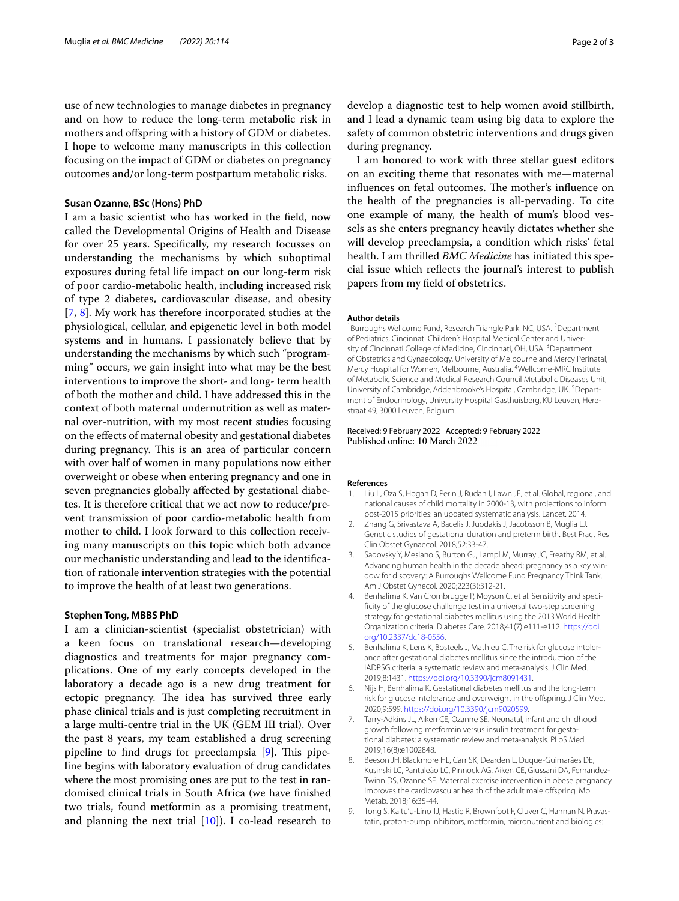use of new technologies to manage diabetes in pregnancy and on how to reduce the long-term metabolic risk in mothers and offspring with a history of GDM or diabetes. I hope to welcome many manuscripts in this collection focusing on the impact of GDM or diabetes on pregnancy outcomes and/or long-term postpartum metabolic risks.

### Susan Ozanne, BSc (Hons) PhD

I am a basic scientist who has worked in the field, now called the Developmental Origins of Health and Disease for over 25 years. Specifically, my research focusses on understanding the mechanisms by which suboptimal exposures during fetal life impact on our long-term risk of poor cardio-metabolic health, including increased risk of type 2 diabetes, cardiovascular disease, and obesity [7, 8]. My work has therefore incorporated studies at the physiological, cellular, and epigenetic level in both model systems and in humans. I passionately believe that by understanding the mechanisms by which such "programming" occurs, we gain insight into what may be the best interventions to improve the short- and long- term health of both the mother and child. I have addressed this in the context of both maternal undernutrition as well as maternal over-nutrition, with my most recent studies focusing on the effects of maternal obesity and gestational diabetes during pregnancy. This is an area of particular concern with over half of women in many populations now either overweight or obese when entering pregnancy and one in seven pregnancies globally affected by gestational diabetes. It is therefore critical that we act now to reduce/prevent transmission of poor cardio-metabolic health from mother to child. I look forward to this collection receiving many manuscripts on this topic which both advance our mechanistic understanding and lead to the identification of rationale intervention strategies with the potential to improve the health of at least two generations.

### Stephen Tong, MBBS PhD

I am a clinician-scientist (specialist obstetrician) with a keen focus on translational research—developing diagnostics and treatments for major pregnancy complications. One of my early concepts developed in the laboratory a decade ago is a new drug treatment for ectopic pregnancy. The idea has survived three early phase clinical trials and is just completing recruitment in a large multi-centre trial in the UK (GEM III trial). Over the past 8 years, my team established a drug screening pipeline to find drugs for preeclampsia [9]. This pipeline begins with laboratory evaluation of drug candidates where the most promising ones are put to the test in randomised clinical trials in South Africa (we have finished two trials, found metformin as a promising treatment, and planning the next trial [10]). I co-lead research to develop a diagnostic test to help women avoid stillbirth, and I lead a dynamic team using big data to explore the safety of common obstetric interventions and drugs given during pregnancy.

I am honored to work with three stellar guest editors on an exciting theme that resonates with me—maternal influences on fetal outcomes. The mother's influence on the health of the pregnancies is all-pervading. To cite one example of many, the health of mum's blood vessels as she enters pregnancy heavily dictates whether she will develop preeclampsia, a condition which risks' fetal health. I am thrilled *BMC Medicine* has initiated this special issue which reflects the journal's interest to publish papers from my field of obstetrics.

#### Author details

[1] Burroughs Wellcome Fund, Research Triangle Park, NC, USA. [2] Department of Pediatrics, Cincinnati Children's Hospital Medical Center and University of Cincinnati College of Medicine, Cincinnati, OH, USA. [3] Department of Obstetrics and Gynaecology, University of Melbourne and Mercy Perinatal, Mercy Hospital for Women, Melbourne, Australia. [4] Wellcome-MRC Institute of Metabolic Science and Medical Research Council Metabolic Diseases Unit, University of Cambridge, Addenbrooke's Hospital, Cambridge, UK. [5] Department of Endocrinology, University Hospital Gasthuisberg, KU Leuven, Herestraat 49, 3000 Leuven, Belgium.

Received: 9 February 2022 Accepted: 9 February 2022
Published online: 10 March 2022

#### References

1. Liu L, Oza S, Hogan D, Perin J, Rudan I, Lawn JE, et al. Global, regional, and national causes of child mortality in 2000-13, with projections to inform post-2015 priorities: an updated systematic analysis. Lancet. 2014.
2. Zhang G, Srivastava A, Bacelis J, Juodakis J, Jacobsson B, Muglia LJ. Genetic studies of gestational duration and preterm birth. Best Pract Res Clin Obstet Gynaecol. 2018;52:33-47.
3. Sadovsky Y, Mesiano S, Burton GJ, Lampl M, Murray JC, Freathy RM, et al. Advancing human health in the decade ahead: pregnancy as a key window for discovery: A Burroughs Wellcome Fund Pregnancy Think Tank. Am J Obstet Gynecol. 2020;223(3):312-21.
4. Benhalima K, Van Crombrugge P, Moyson C, et al. Sensitivity and specificity of the glucose challenge test in a universal two-step screening strategy for gestational diabetes mellitus using the 2013 World Health Organization criteria. Diabetes Care. 2018;41(7):e111-e112. https://doi.org/10.2337/dc18-0556.
5. Benhalima K, Lens K, Bosteels J, Mathieu C. The risk for glucose intolerance after gestational diabetes mellitus since the introduction of the IADPSG criteria: a systematic review and meta-analysis. J Clin Med. 2019;8:1431. https://doi.org/10.3390/jcm8091431.
6. Nijs H, Benhalima K. Gestational diabetes mellitus and the long-term risk for glucose intolerance and overweight in the offspring. J Clin Med. 2020;9:599. https://doi.org/10.3390/jcm9020599.
7. Tarry-Adkins JL, Aiken CE, Ozanne SE. Neonatal, infant and childhood growth following metformin versus insulin treatment for gestational diabetes: a systematic review and meta-analysis. PLoS Med. 2019;16(8):e1002848.
8. Beeson JH, Blackmore HL, Carr SK, Dearden L, Duque-Guimarães DE, Kusinski LC, Pantaleão LC, Pinnock AG, Aiken CE, Giussani DA, Fernandez-Twinn DS, Ozanne SE. Maternal exercise intervention in obese pregnancy improves the cardiovascular health of the adult male offspring. Mol Metab. 2018;16:35-44.
9. Tong S, Kaitu'u-Lino TJ, Hastie R, Brownfoot F, Cluver C, Hannan N. Pravastatin, proton-pump inhibitors, metformin, micronutrient and biologics: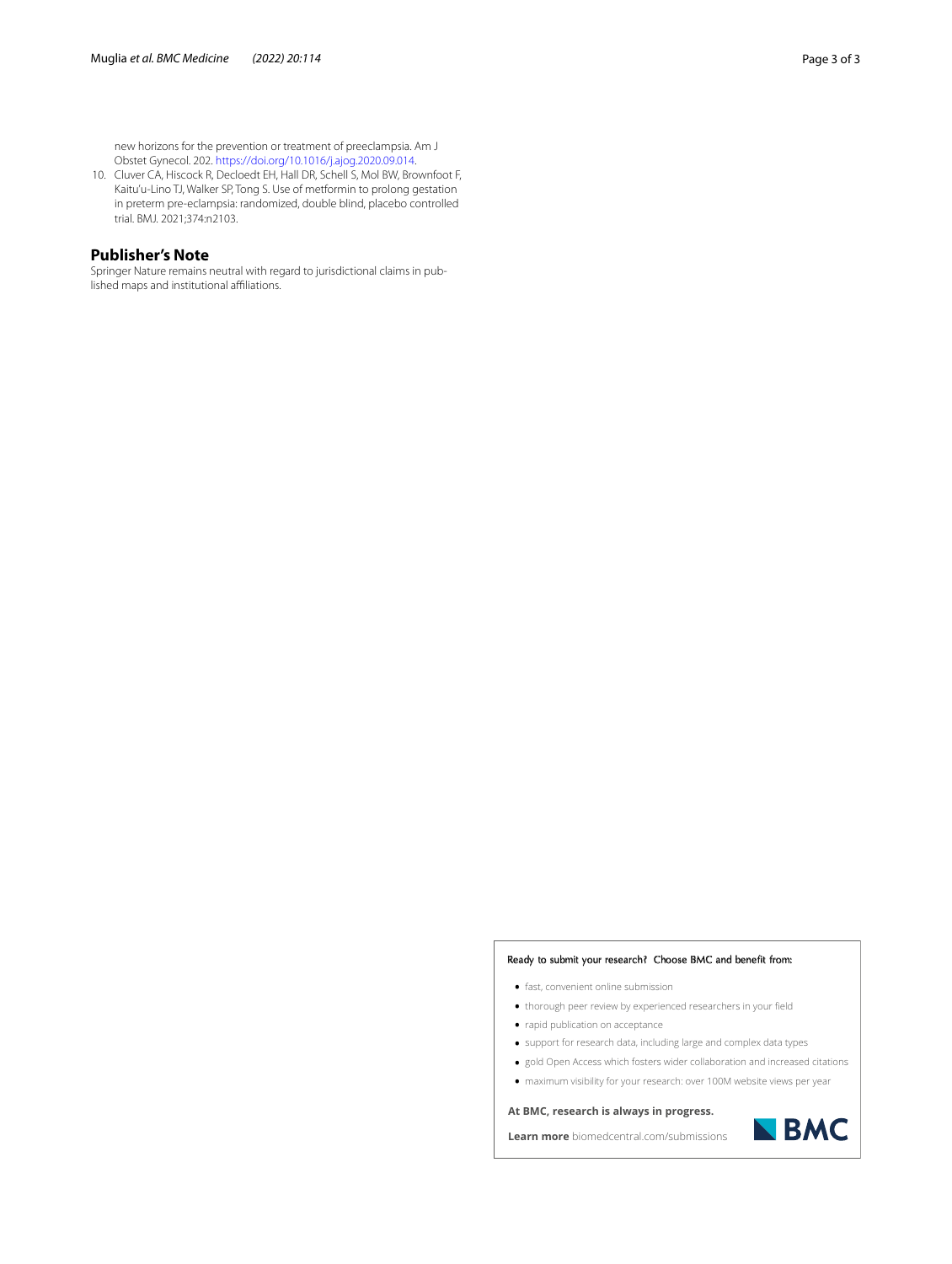new horizons for the prevention or treatment of preeclampsia. Am J Obstet Gynecol. 202. https://doi.org/10.1016/j.ajog.2020.09.014.

10. Cluver CA, Hiscock R, Decloedt EH, Hall DR, Schell S, Mol BW, Brownfoot F, Kaitu'u-Lino TJ, Walker SP, Tong S. Use of metformin to prolong gestation in preterm pre-eclampsia: randomized, double blind, placebo controlled trial. BMJ. 2021;374:n2103.

## Publisher's Note

Springer Nature remains neutral with regard to jurisdictional claims in published maps and institutional affiliations.

Ready to submit your research? Choose BMC and benefit from:

- fast, convenient online submission
- thorough peer review by experienced researchers in your field
- rapid publication on acceptance
- support for research data, including large and complex data types
- gold Open Access which fosters wider collaboration and increased citations
- maximum visibility for your research: over 100M website views per year

**At BMC, research is always in progress.**

**Learn more** biomedcentral.com/submissions

BMC